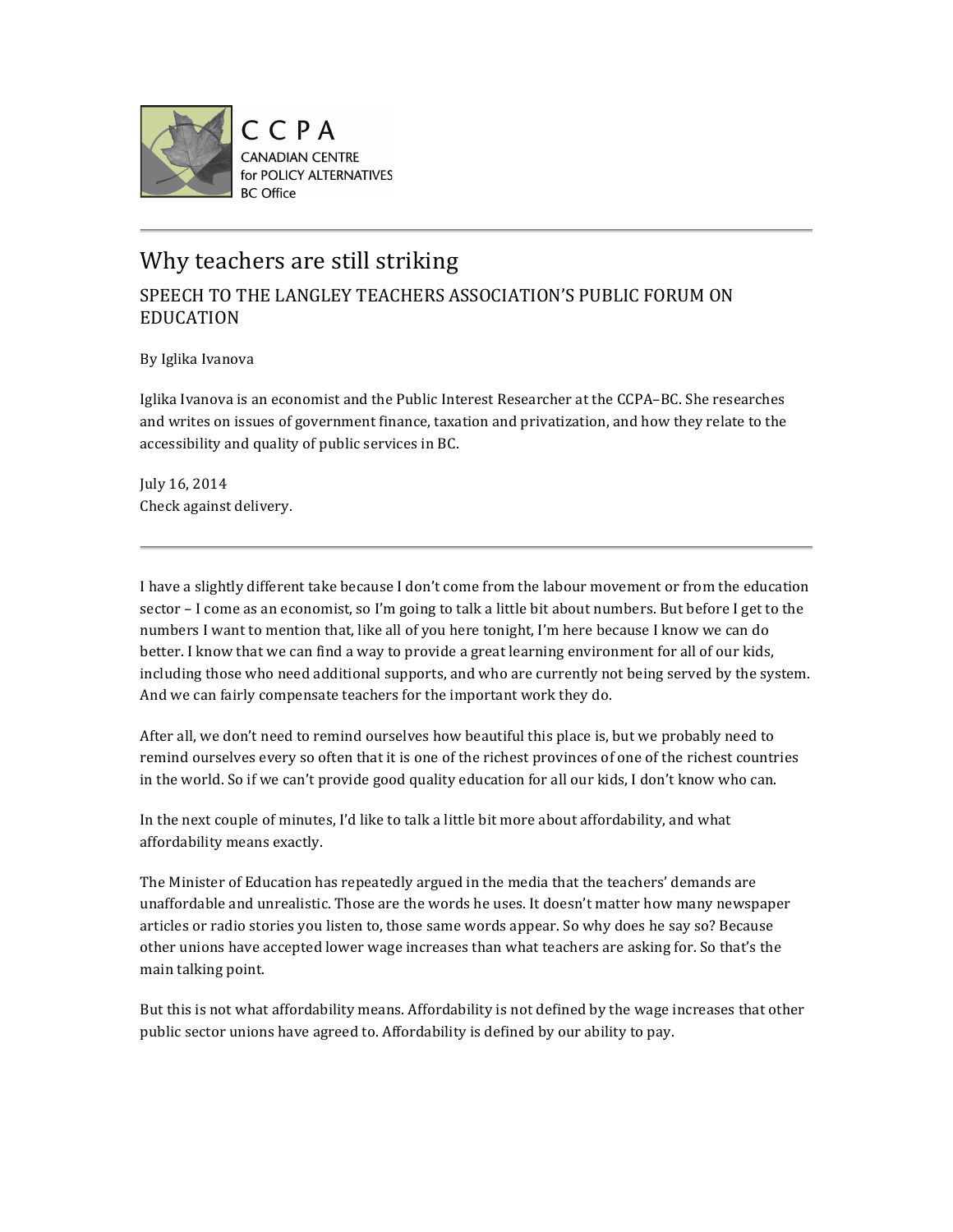CCPA
CANADIAN CENTRE
for POLICY ALTERNATIVES
BC Office

# Why teachers are still striking

## SPEECH TO THE LANGLEY TEACHERS ASSOCIATION'S PUBLIC FORUM ON EDUCATION

By Iglika Ivanova

Iglika Ivanova is an economist and the Public Interest Researcher at the CCPA–BC. She researches and writes on issues of government finance, taxation and privatization, and how they relate to the accessibility and quality of public services in BC.

July 16, 2014
Check against delivery.

---

I have a slightly different take because I don't come from the labour movement or from the education sector – I come as an economist, so I'm going to talk a little bit about numbers. But before I get to the numbers I want to mention that, like all of you here tonight, I'm here because I know we can do better. I know that we can find a way to provide a great learning environment for all of our kids, including those who need additional supports, and who are currently not being served by the system. And we can fairly compensate teachers for the important work they do.

After all, we don't need to remind ourselves how beautiful this place is, but we probably need to remind ourselves every so often that it is one of the richest provinces of one of the richest countries in the world. So if we can't provide good quality education for all our kids, I don't know who can.

In the next couple of minutes, I'd like to talk a little bit more about affordability, and what affordability means exactly.

The Minister of Education has repeatedly argued in the media that the teachers' demands are unaffordable and unrealistic. Those are the words he uses. It doesn't matter how many newspaper articles or radio stories you listen to, those same words appear. So why does he say so? Because other unions have accepted lower wage increases than what teachers are asking for. So that's the main talking point.

But this is not what affordability means. Affordability is not defined by the wage increases that other public sector unions have agreed to. Affordability is defined by our ability to pay.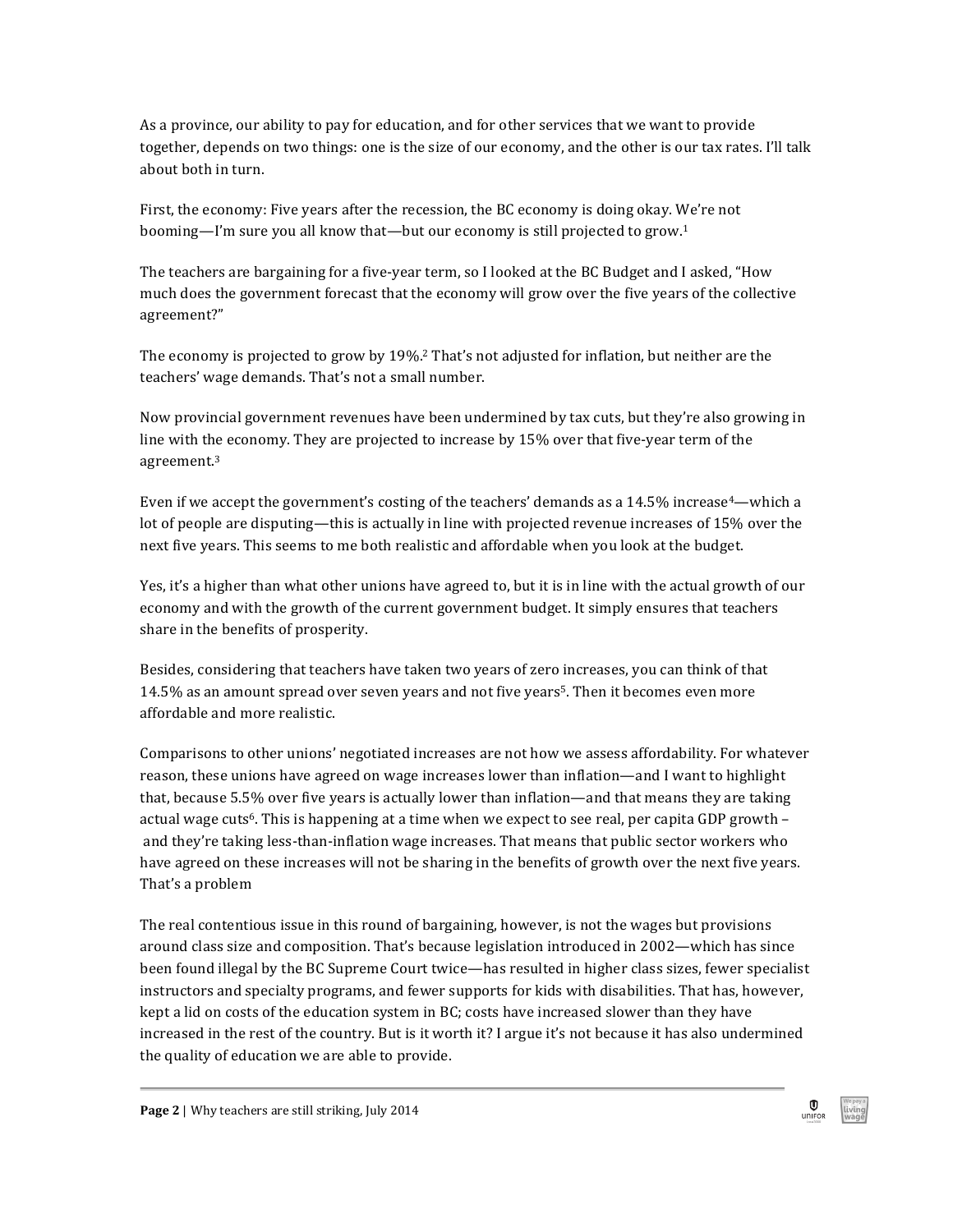As a province, our ability to pay for education, and for other services that we want to provide together, depends on two things: one is the size of our economy, and the other is our tax rates. I'll talk about both in turn.

First, the economy: Five years after the recession, the BC economy is doing okay. We're not booming—I'm sure you all know that—but our economy is still projected to grow.[1]

The teachers are bargaining for a five-year term, so I looked at the BC Budget and I asked, "How much does the government forecast that the economy will grow over the five years of the collective agreement?"

The economy is projected to grow by 19%.[2] That's not adjusted for inflation, but neither are the teachers' wage demands. That's not a small number.

Now provincial government revenues have been undermined by tax cuts, but they're also growing in line with the economy. They are projected to increase by 15% over that five-year term of the agreement.[3]

Even if we accept the government's costing of the teachers' demands as a 14.5% increase[4]—which a lot of people are disputing—this is actually in line with projected revenue increases of 15% over the next five years. This seems to me both realistic and affordable when you look at the budget.

Yes, it's a higher than what other unions have agreed to, but it is in line with the actual growth of our economy and with the growth of the current government budget. It simply ensures that teachers share in the benefits of prosperity.

Besides, considering that teachers have taken two years of zero increases, you can think of that 14.5% as an amount spread over seven years and not five years[5]. Then it becomes even more affordable and more realistic.

Comparisons to other unions' negotiated increases are not how we assess affordability. For whatever reason, these unions have agreed on wage increases lower than inflation—and I want to highlight that, because 5.5% over five years is actually lower than inflation—and that means they are taking actual wage cuts[6]. This is happening at a time when we expect to see real, per capita GDP growth – and they're taking less-than-inflation wage increases. That means that public sector workers who have agreed on these increases will not be sharing in the benefits of growth over the next five years. That's a problem

The real contentious issue in this round of bargaining, however, is not the wages but provisions around class size and composition. That's because legislation introduced in 2002—which has since been found illegal by the BC Supreme Court twice—has resulted in higher class sizes, fewer specialist instructors and specialty programs, and fewer supports for kids with disabilities. That has, however, kept a lid on costs of the education system in BC; costs have increased slower than they have increased in the rest of the country. But is it worth it? I argue it's not because it has also undermined the quality of education we are able to provide.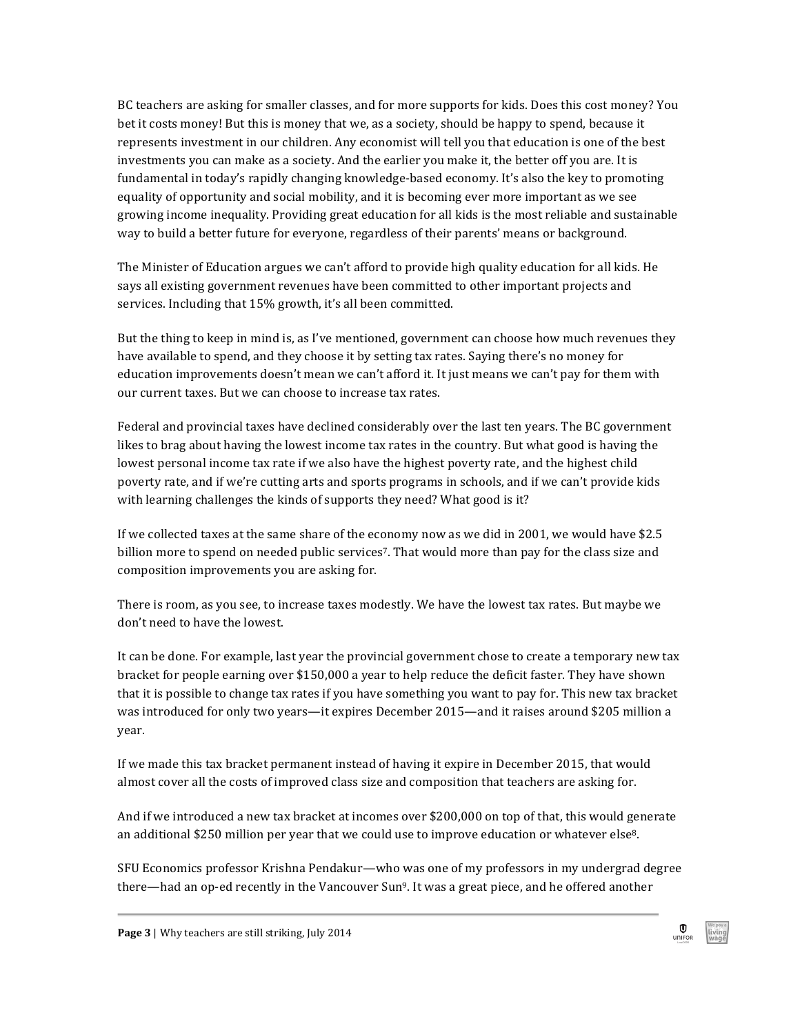BC teachers are asking for smaller classes, and for more supports for kids. Does this cost money? You bet it costs money! But this is money that we, as a society, should be happy to spend, because it represents investment in our children. Any economist will tell you that education is one of the best investments you can make as a society. And the earlier you make it, the better off you are. It is fundamental in today's rapidly changing knowledge-based economy. It's also the key to promoting equality of opportunity and social mobility, and it is becoming ever more important as we see growing income inequality. Providing great education for all kids is the most reliable and sustainable way to build a better future for everyone, regardless of their parents' means or background.

The Minister of Education argues we can't afford to provide high quality education for all kids. He says all existing government revenues have been committed to other important projects and services. Including that 15% growth, it's all been committed.

But the thing to keep in mind is, as I've mentioned, government can choose how much revenues they have available to spend, and they choose it by setting tax rates. Saying there's no money for education improvements doesn't mean we can't afford it. It just means we can't pay for them with our current taxes. But we can choose to increase tax rates.

Federal and provincial taxes have declined considerably over the last ten years. The BC government likes to brag about having the lowest income tax rates in the country. But what good is having the lowest personal income tax rate if we also have the highest poverty rate, and the highest child poverty rate, and if we're cutting arts and sports programs in schools, and if we can't provide kids with learning challenges the kinds of supports they need? What good is it?

If we collected taxes at the same share of the economy now as we did in 2001, we would have $2.5 billion more to spend on needed public services[7]. That would more than pay for the class size and composition improvements you are asking for.

There is room, as you see, to increase taxes modestly. We have the lowest tax rates. But maybe we don't need to have the lowest.

It can be done. For example, last year the provincial government chose to create a temporary new tax bracket for people earning over $150,000 a year to help reduce the deficit faster. They have shown that it is possible to change tax rates if you have something you want to pay for. This new tax bracket was introduced for only two years—it expires December 2015—and it raises around $205 million a year.

If we made this tax bracket permanent instead of having it expire in December 2015, that would almost cover all the costs of improved class size and composition that teachers are asking for.

And if we introduced a new tax bracket at incomes over $200,000 on top of that, this would generate an additional $250 million per year that we could use to improve education or whatever else[8].

SFU Economics professor Krishna Pendakur—who was one of my professors in my undergrad degree there—had an op-ed recently in the Vancouver Sun[9]. It was a great piece, and he offered another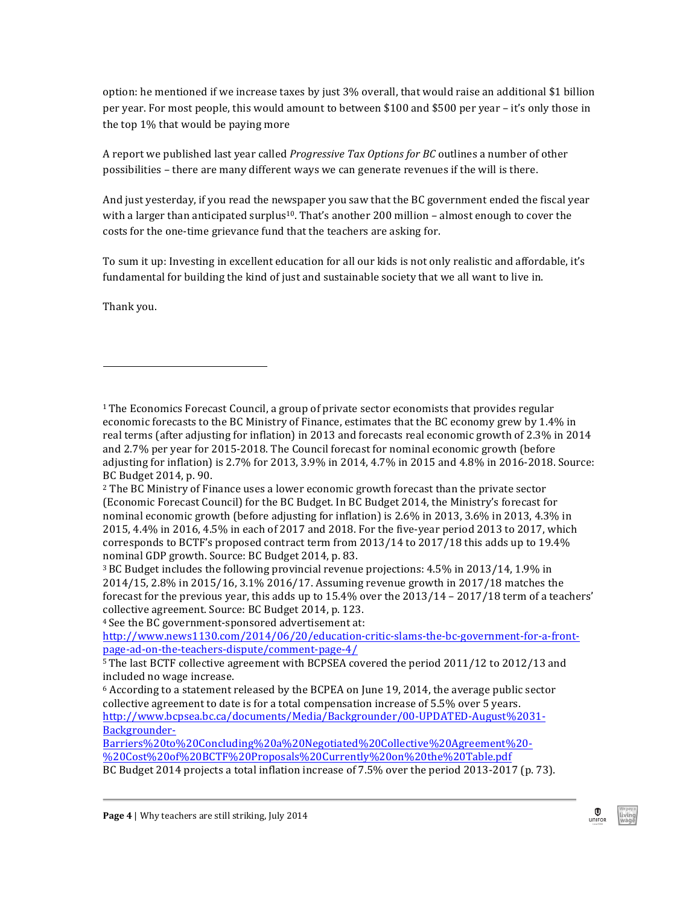option: he mentioned if we increase taxes by just 3% overall, that would raise an additional $1 billion per year. For most people, this would amount to between $100 and $500 per year – it's only those in the top 1% that would be paying more

A report we published last year called *Progressive Tax Options for BC* outlines a number of other possibilities – there are many different ways we can generate revenues if the will is there.

And just yesterday, if you read the newspaper you saw that the BC government ended the fiscal year with a larger than anticipated surplus[10]. That's another 200 million – almost enough to cover the costs for the one-time grievance fund that the teachers are asking for.

To sum it up: Investing in excellent education for all our kids is not only realistic and affordable, it's fundamental for building the kind of just and sustainable society that we all want to live in.

Thank you.

---

[1] The Economics Forecast Council, a group of private sector economists that provides regular economic forecasts to the BC Ministry of Finance, estimates that the BC economy grew by 1.4% in real terms (after adjusting for inflation) in 2013 and forecasts real economic growth of 2.3% in 2014 and 2.7% per year for 2015-2018. The Council forecast for nominal economic growth (before adjusting for inflation) is 2.7% for 2013, 3.9% in 2014, 4.7% in 2015 and 4.8% in 2016-2018. Source: BC Budget 2014, p. 90.

[2] The BC Ministry of Finance uses a lower economic growth forecast than the private sector (Economic Forecast Council) for the BC Budget. In BC Budget 2014, the Ministry's forecast for nominal economic growth (before adjusting for inflation) is 2.6% in 2013, 3.6% in 2013, 4.3% in 2015, 4.4% in 2016, 4.5% in each of 2017 and 2018. For the five-year period 2013 to 2017, which corresponds to BCTF's proposed contract term from 2013/14 to 2017/18 this adds up to 19.4% nominal GDP growth. Source: BC Budget 2014, p. 83.

[3] BC Budget includes the following provincial revenue projections: 4.5% in 2013/14, 1.9% in 2014/15, 2.8% in 2015/16, 3.1% 2016/17. Assuming revenue growth in 2017/18 matches the forecast for the previous year, this adds up to 15.4% over the 2013/14 – 2017/18 term of a teachers' collective agreement. Source: BC Budget 2014, p. 123.

[4] See the BC government-sponsored advertisement at: http://www.news1130.com/2014/06/20/education-critic-slams-the-bc-government-for-a-front-page-ad-on-the-teachers-dispute/comment-page-4/

[5] The last BCTF collective agreement with BCPSEA covered the period 2011/12 to 2012/13 and included no wage increase.

[6] According to a statement released by the BCPEA on June 19, 2014, the average public sector collective agreement to date is for a total compensation increase of 5.5% over 5 years. http://www.bcpsea.bc.ca/documents/Media/Backgrounder/00-UPDATED-August%2031-Backgrounder-Barriers%20to%20Concluding%20a%20Negotiated%20Collective%20Agreement%20-%20Cost%20of%20BCTF%20Proposals%20Currently%20on%20the%20Table.pdf
BC Budget 2014 projects a total inflation increase of 7.5% over the period 2013-2017 (p. 73).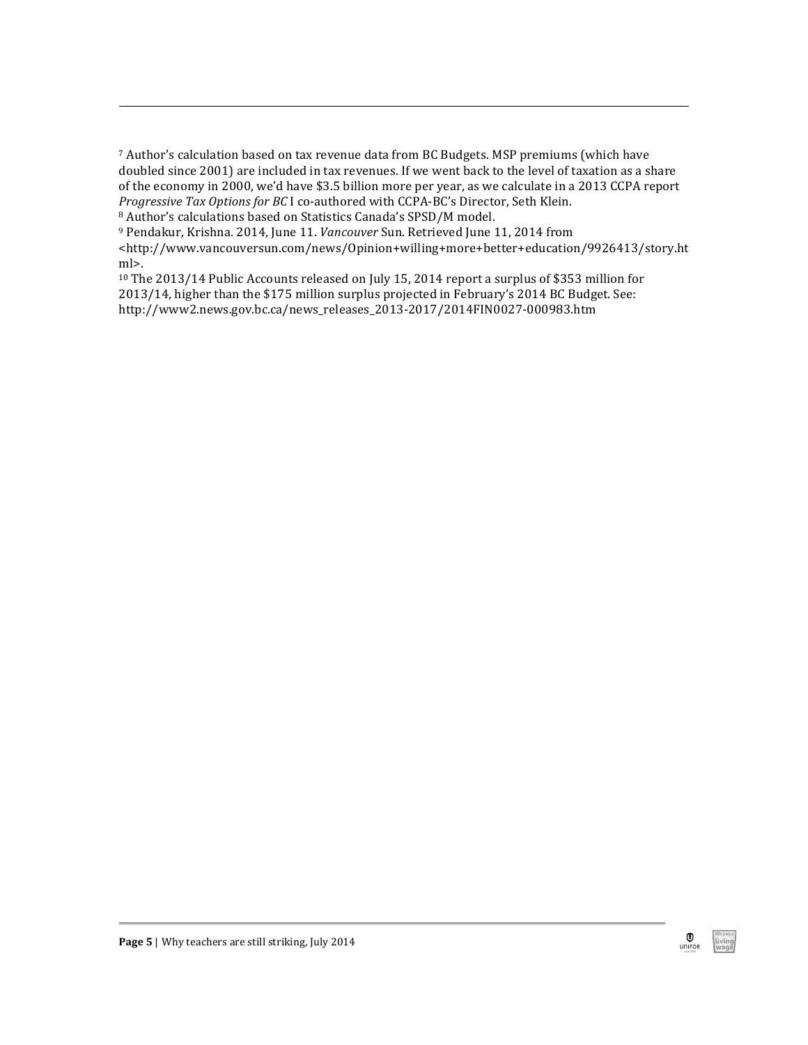[7] Author's calculation based on tax revenue data from BC Budgets. MSP premiums (which have doubled since 2001) are included in tax revenues. If we went back to the level of taxation as a share of the economy in 2000, we'd have $3.5 billion more per year, as we calculate in a 2013 CCPA report *Progressive Tax Options for BC* I co-authored with CCPA-BC's Director, Seth Klein.

[8] Author's calculations based on Statistics Canada's SPSD/M model.

[9] Pendakur, Krishna. 2014, June 11. *Vancouver* Sun. Retrieved June 11, 2014 from <http://www.vancouversun.com/news/Opinion+willing+more+better+education/9926413/story.html>.

[10] The 2013/14 Public Accounts released on July 15, 2014 report a surplus of $353 million for 2013/14, higher than the $175 million surplus projected in February's 2014 BC Budget. See: http://www2.news.gov.bc.ca/news_releases_2013-2017/2014FIN0027-000983.htm